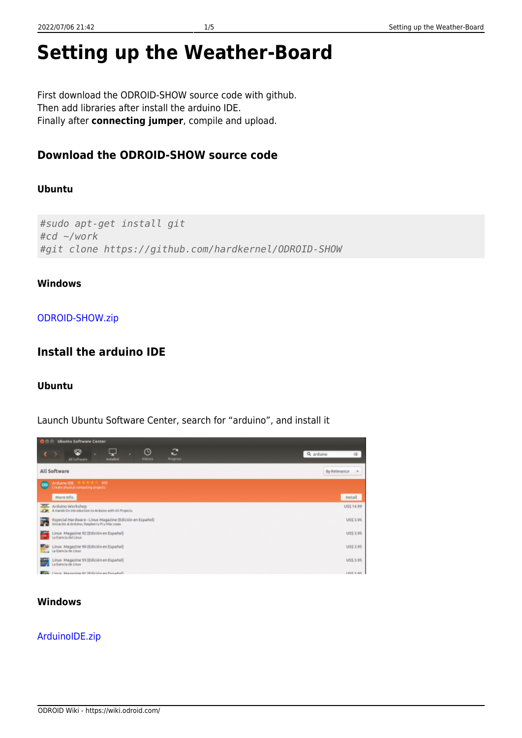# Setting up the Weather-Board

First download the ODROID-SHOW source code with github.
Then add libraries after install the arduino IDE.
Finally after **connecting jumper**, compile and upload.

## Download the ODROID-SHOW source code

### Ubuntu

```
#sudo apt-get install git
#cd ~/work
#git clone https://github.com/hardkernel/ODROID-SHOW
```

### Windows

ODROID-SHOW.zip

## Install the arduino IDE

### Ubuntu

Launch Ubuntu Software Center, search for "arduino", and install it

### Windows

ArduinoIDE.zip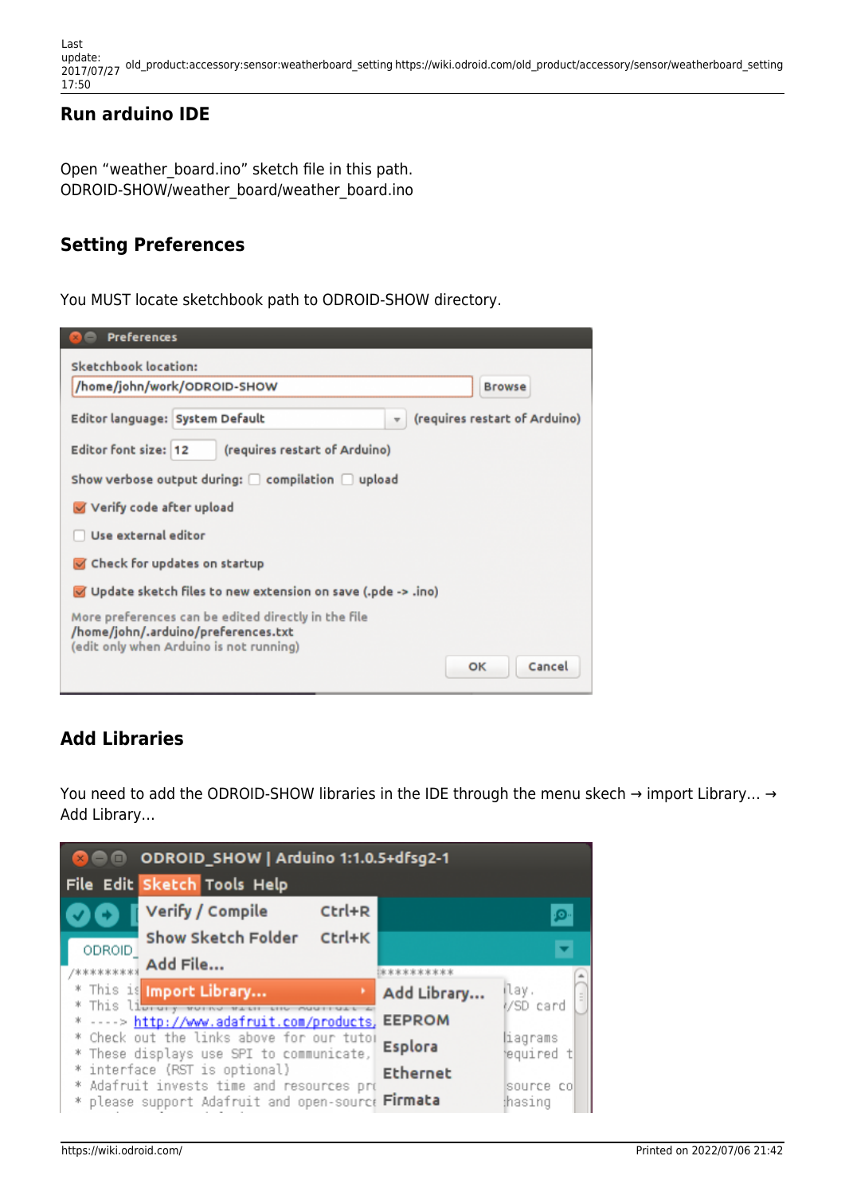## Run arduino IDE

Open "weather_board.ino" sketch file in this path.
ODROID-SHOW/weather_board/weather_board.ino

## Setting Preferences

You MUST locate sketchbook path to ODROID-SHOW directory.

## Add Libraries

You need to add the ODROID-SHOW libraries in the IDE through the menu skech → import Library… → Add Library…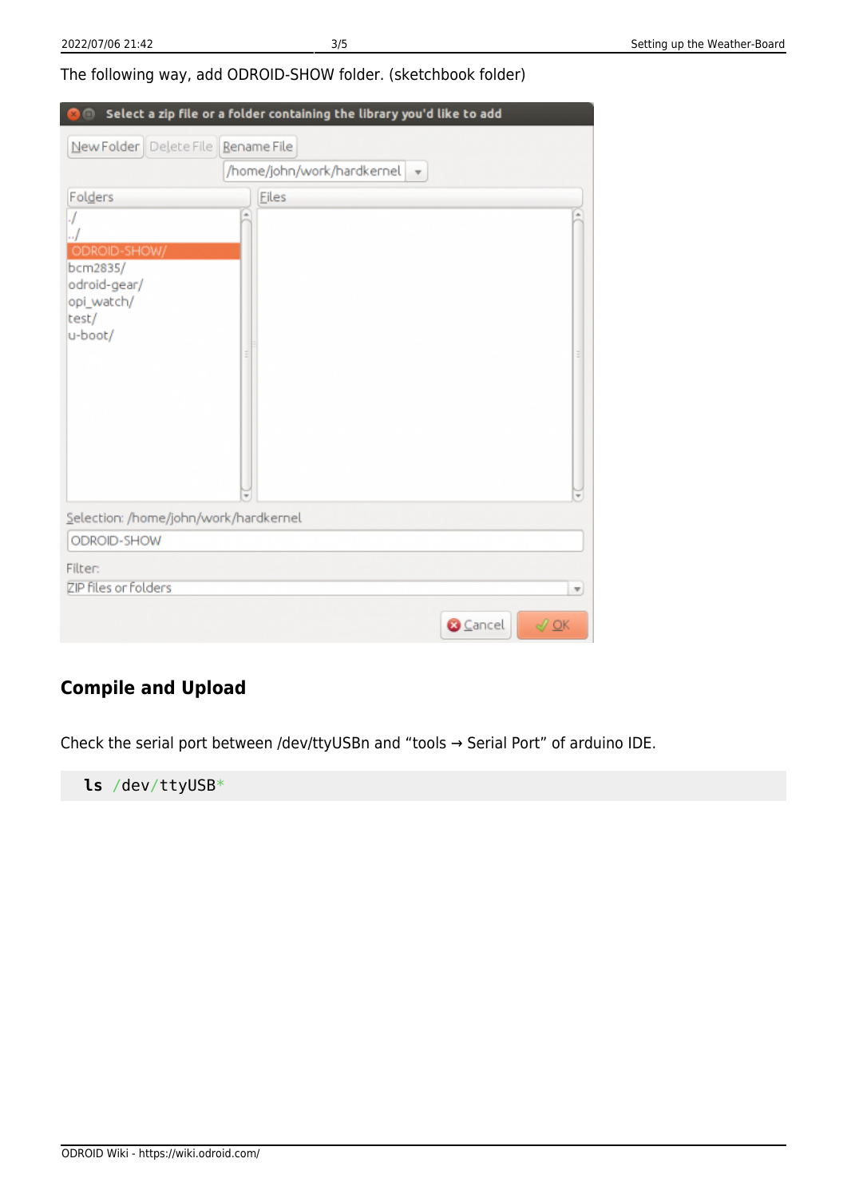The following way, add ODROID-SHOW folder. (sketchbook folder)

## Compile and Upload

Check the serial port between /dev/ttyUSBn and "tools → Serial Port" of arduino IDE.

```
ls /dev/ttyUSB*
```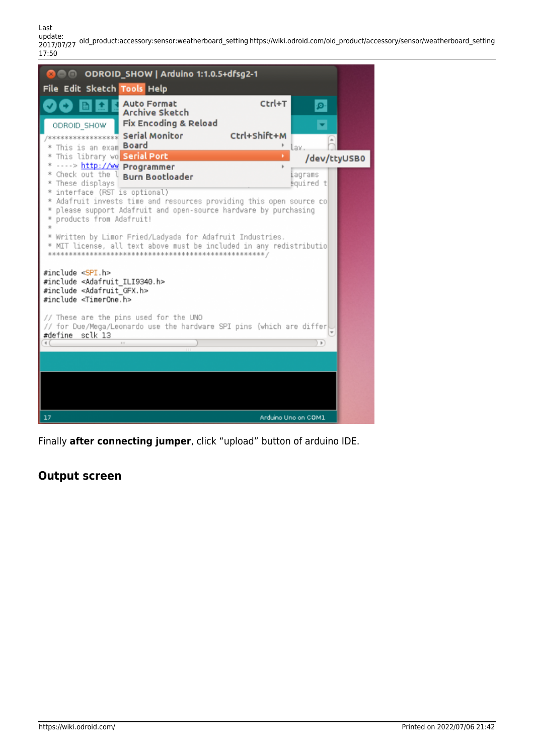Finally **after connecting jumper**, click "upload" button of arduino IDE.

## Output screen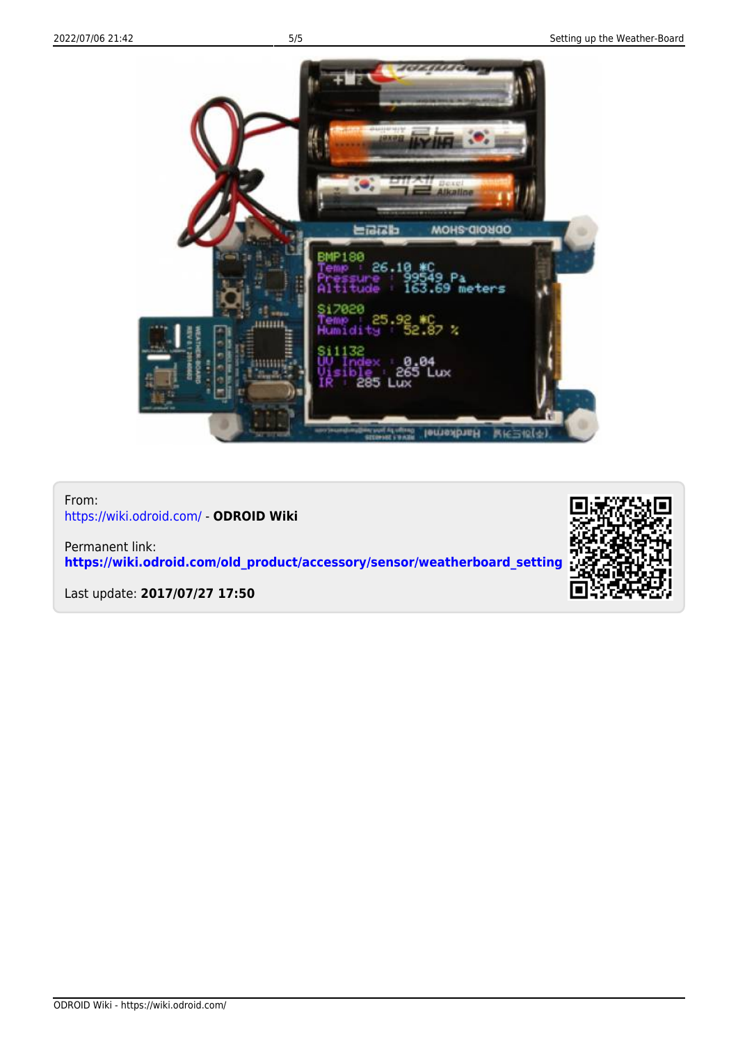From:
https://wiki.odroid.com/ - **ODROID Wiki**

Permanent link:
**https://wiki.odroid.com/old_product/accessory/sensor/weatherboard_setting**

Last update: **2017/07/27 17:50**